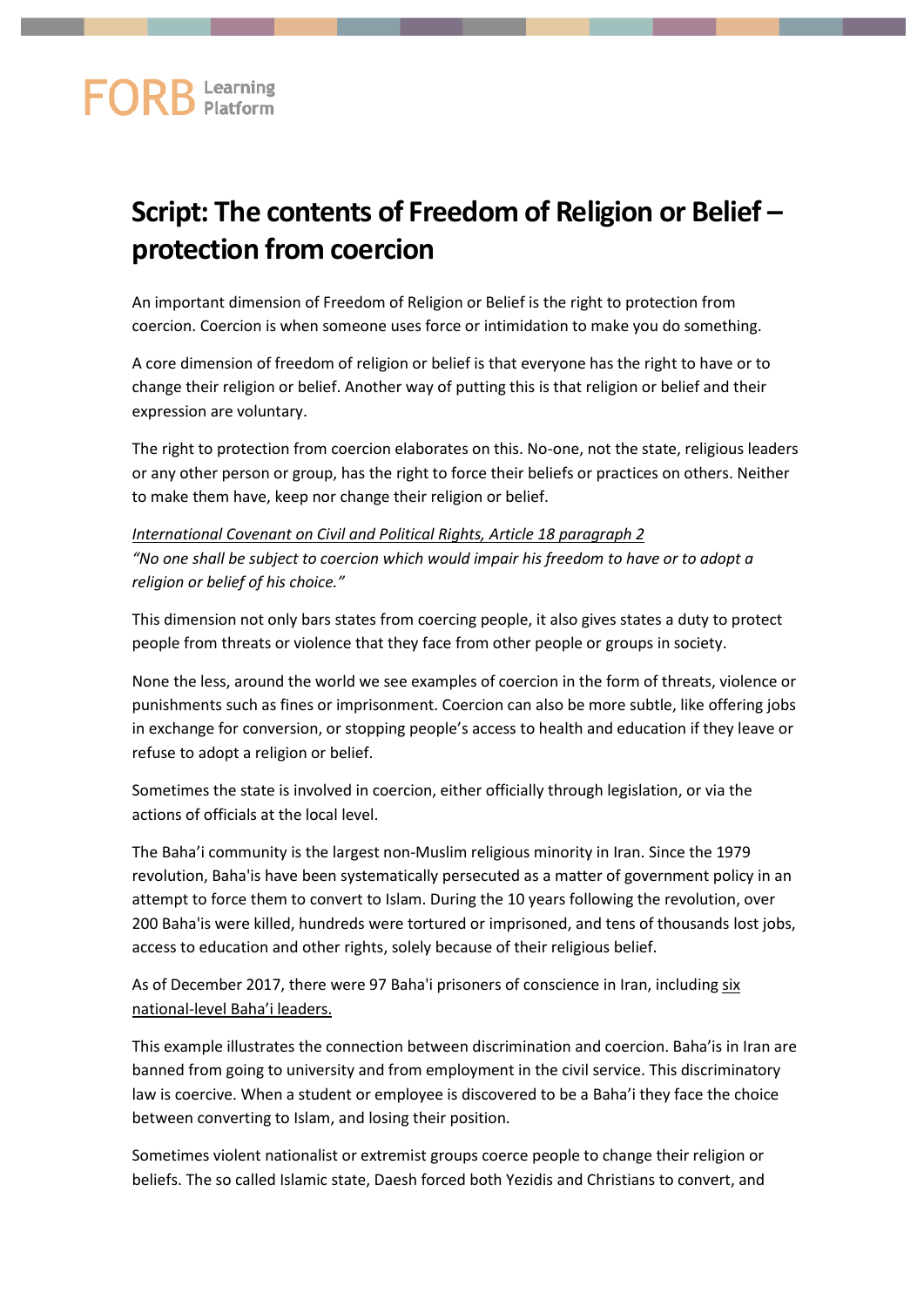FORB Learning Platform

# Script: The contents of Freedom of Religion or Belief – protection from coercion

An important dimension of Freedom of Religion or Belief is the right to protection from coercion. Coercion is when someone uses force or intimidation to make you do something.

A core dimension of freedom of religion or belief is that everyone has the right to have or to change their religion or belief. Another way of putting this is that religion or belief and their expression are voluntary.

The right to protection from coercion elaborates on this. No-one, not the state, religious leaders or any other person or group, has the right to force their beliefs or practices on others. Neither to make them have, keep nor change their religion or belief.

*International Covenant on Civil and Political Rights, Article 18 paragraph 2*
*"No one shall be subject to coercion which would impair his freedom to have or to adopt a religion or belief of his choice."*

This dimension not only bars states from coercing people, it also gives states a duty to protect people from threats or violence that they face from other people or groups in society.

None the less, around the world we see examples of coercion in the form of threats, violence or punishments such as fines or imprisonment. Coercion can also be more subtle, like offering jobs in exchange for conversion, or stopping people's access to health and education if they leave or refuse to adopt a religion or belief.

Sometimes the state is involved in coercion, either officially through legislation, or via the actions of officials at the local level.

The Baha'i community is the largest non-Muslim religious minority in Iran. Since the 1979 revolution, Baha'is have been systematically persecuted as a matter of government policy in an attempt to force them to convert to Islam. During the 10 years following the revolution, over 200 Baha'is were killed, hundreds were tortured or imprisoned, and tens of thousands lost jobs, access to education and other rights, solely because of their religious belief.

As of December 2017, there were 97 Baha'i prisoners of conscience in Iran, including six national-level Baha'i leaders.

This example illustrates the connection between discrimination and coercion. Baha'is in Iran are banned from going to university and from employment in the civil service. This discriminatory law is coercive. When a student or employee is discovered to be a Baha'i they face the choice between converting to Islam, and losing their position.

Sometimes violent nationalist or extremist groups coerce people to change their religion or beliefs. The so called Islamic state, Daesh forced both Yezidis and Christians to convert, and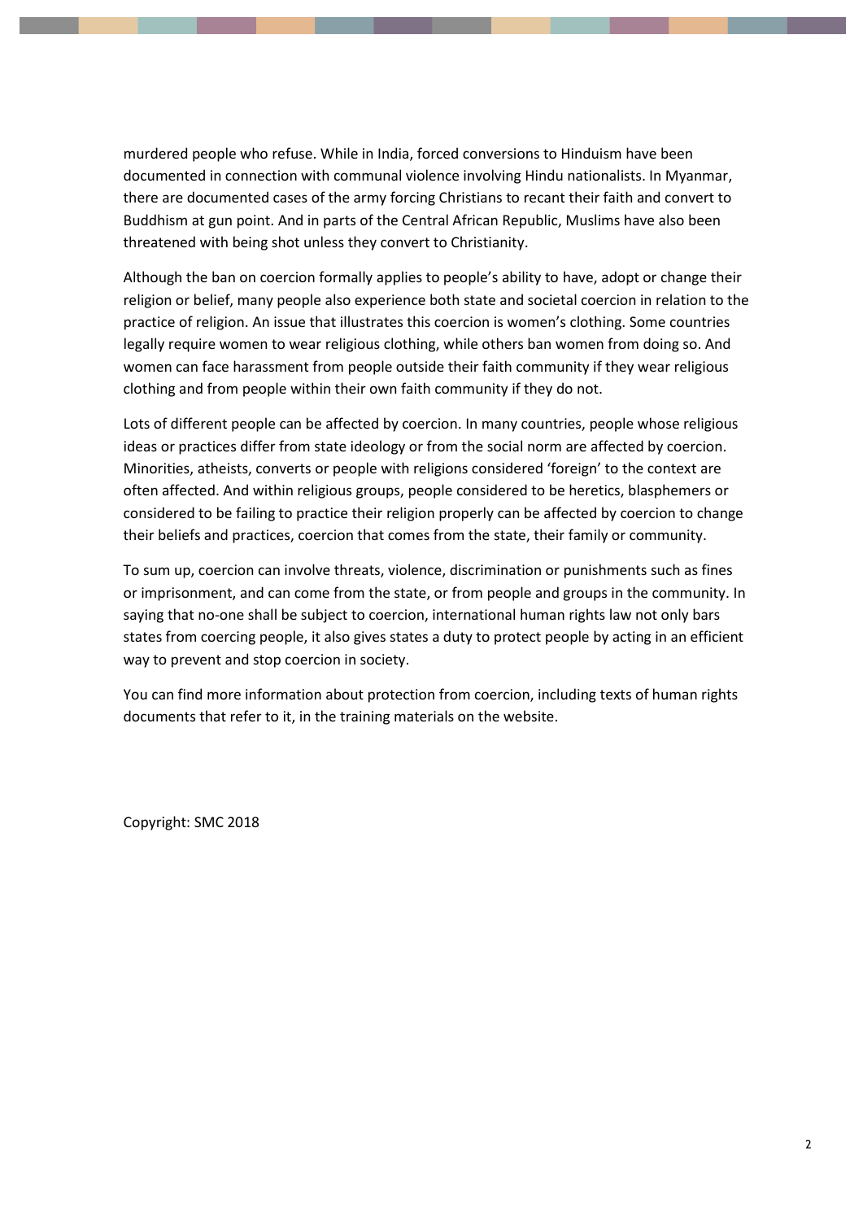murdered people who refuse. While in India, forced conversions to Hinduism have been documented in connection with communal violence involving Hindu nationalists. In Myanmar, there are documented cases of the army forcing Christians to recant their faith and convert to Buddhism at gun point. And in parts of the Central African Republic, Muslims have also been threatened with being shot unless they convert to Christianity.

Although the ban on coercion formally applies to people's ability to have, adopt or change their religion or belief, many people also experience both state and societal coercion in relation to the practice of religion. An issue that illustrates this coercion is women's clothing. Some countries legally require women to wear religious clothing, while others ban women from doing so. And women can face harassment from people outside their faith community if they wear religious clothing and from people within their own faith community if they do not.

Lots of different people can be affected by coercion. In many countries, people whose religious ideas or practices differ from state ideology or from the social norm are affected by coercion. Minorities, atheists, converts or people with religions considered 'foreign' to the context are often affected. And within religious groups, people considered to be heretics, blasphemers or considered to be failing to practice their religion properly can be affected by coercion to change their beliefs and practices, coercion that comes from the state, their family or community.

To sum up, coercion can involve threats, violence, discrimination or punishments such as fines or imprisonment, and can come from the state, or from people and groups in the community. In saying that no-one shall be subject to coercion, international human rights law not only bars states from coercing people, it also gives states a duty to protect people by acting in an efficient way to prevent and stop coercion in society.

You can find more information about protection from coercion, including texts of human rights documents that refer to it, in the training materials on the website.

Copyright: SMC 2018